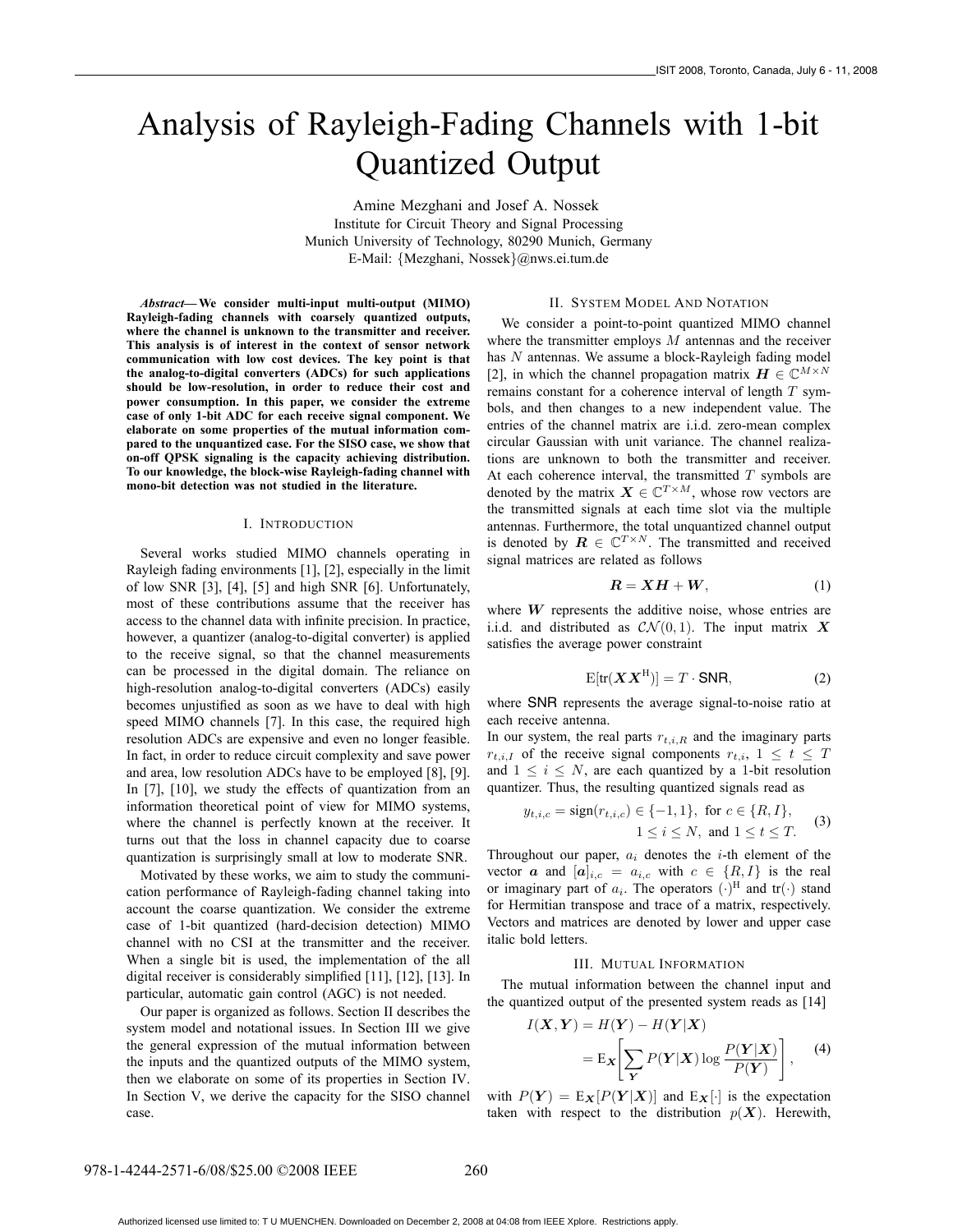# Analysis of Rayleigh-Fading Channels with 1-bit Quantized Output

Amine Mezghani and Josef A. Nossek
Institute for Circuit Theory and Signal Processing
Munich University of Technology, 80290 Munich, Germany
E-Mail: {Mezghani, Nossek}@nws.ei.tum.de

***Abstract*— We consider multi-input multi-output (MIMO) Rayleigh-fading channels with coarsely quantized outputs, where the channel is unknown to the transmitter and receiver. This analysis is of interest in the context of sensor network communication with low cost devices. The key point is that the analog-to-digital converters (ADCs) for such applications should be low-resolution, in order to reduce their cost and power consumption. In this paper, we consider the extreme case of only 1-bit ADC for each receive signal component. We elaborate on some properties of the mutual information compared to the unquantized case. For the SISO case, we show that on-off QPSK signaling is the capacity achieving distribution. To our knowledge, the block-wise Rayleigh-fading channel with mono-bit detection was not studied in the literature.**

## I. Introduction

Several works studied MIMO channels operating in Rayleigh fading environments [1], [2], especially in the limit of low SNR [3], [4], [5] and high SNR [6]. Unfortunately, most of these contributions assume that the receiver has access to the channel data with infinite precision. In practice, however, a quantizer (analog-to-digital converter) is applied to the receive signal, so that the channel measurements can be processed in the digital domain. The reliance on high-resolution analog-to-digital converters (ADCs) easily becomes unjustified as soon as we have to deal with high speed MIMO channels [7]. In this case, the required high resolution ADCs are expensive and even no longer feasible. In fact, in order to reduce circuit complexity and save power and area, low resolution ADCs have to be employed [8], [9]. In [7], [10], we study the effects of quantization from an information theoretical point of view for MIMO systems, where the channel is perfectly known at the receiver. It turns out that the loss in channel capacity due to coarse quantization is surprisingly small at low to moderate SNR.

Motivated by these works, we aim to study the communication performance of Rayleigh-fading channel taking into account the coarse quantization. We consider the extreme case of 1-bit quantized (hard-decision detection) MIMO channel with no CSI at the transmitter and the receiver. When a single bit is used, the implementation of the all digital receiver is considerably simplified [11], [12], [13]. In particular, automatic gain control (AGC) is not needed.

Our paper is organized as follows. Section II describes the system model and notational issues. In Section III we give the general expression of the mutual information between the inputs and the quantized outputs of the MIMO system, then we elaborate on some of its properties in Section IV. In Section V, we derive the capacity for the SISO channel case.

## II. System Model And Notation

We consider a point-to-point quantized MIMO channel where the transmitter employs $M$ antennas and the receiver has $N$ antennas. We assume a block-Rayleigh fading model [2], in which the channel propagation matrix $\boldsymbol{H} \in \mathbb{C}^{M\times N}$ remains constant for a coherence interval of length $T$ symbols, and then changes to a new independent value. The entries of the channel matrix are i.i.d. zero-mean complex circular Gaussian with unit variance. The channel realizations are unknown to both the transmitter and receiver. At each coherence interval, the transmitted $T$ symbols are denoted by the matrix $\boldsymbol{X} \in \mathbb{C}^{T\times M}$, whose row vectors are the transmitted signals at each time slot via the multiple antennas. Furthermore, the total unquantized channel output is denoted by $\boldsymbol{R} \in \mathbb{C}^{T\times N}$. The transmitted and received signal matrices are related as follows

$$\boldsymbol{R} = \boldsymbol{X}\boldsymbol{H} + \boldsymbol{W}, \tag{1}$$

where $\boldsymbol{W}$ represents the additive noise, whose entries are i.i.d. and distributed as $\mathcal{CN}(0,1)$. The input matrix $\boldsymbol{X}$ satisfies the average power constraint

$$\mathrm{E}[\mathrm{tr}(\boldsymbol{X}\boldsymbol{X}^{\mathrm{H}})] = T\cdot \mathsf{SNR}, \tag{2}$$

where $\mathsf{SNR}$ represents the average signal-to-noise ratio at each receive antenna.
In our system, the real parts $r_{t,i,R}$ and the imaginary parts $r_{t,i,I}$ of the receive signal components $r_{t,i}$, $1 \leq t \leq T$ and $1 \leq i \leq N$, are each quantized by a 1-bit resolution quantizer. Thus, the resulting quantized signals read as

$$y_{t,i,c} = \mathrm{sign}(r_{t,i,c}) \in \{-1,1\},\ \text{for } c \in \{R,I\},\quad 1 \leq i \leq N,\ \text{and } 1 \leq t \leq T. \tag{3}$$

Throughout our paper, $a_i$ denotes the $i$-th element of the vector $\boldsymbol{a}$ and $[\boldsymbol{a}]_{i,c} = a_{i,c}$ with $c \in \{R,I\}$ is the real or imaginary part of $a_i$. The operators $(\cdot)^{\mathrm{H}}$ and $\mathrm{tr}(\cdot)$ stand for Hermitian transpose and trace of a matrix, respectively. Vectors and matrices are denoted by lower and upper case italic bold letters.

## III. Mutual Information

The mutual information between the channel input and the quantized output of the presented system reads as [14]

$$\begin{aligned} I(\boldsymbol{X},\boldsymbol{Y}) &= H(\boldsymbol{Y}) - H(\boldsymbol{Y}|\boldsymbol{X}) \\ &= \mathrm{E}_{\boldsymbol{X}}\left[\sum_{\boldsymbol{Y}} P(\boldsymbol{Y}|\boldsymbol{X}) \log \frac{P(\boldsymbol{Y}|\boldsymbol{X})}{P(\boldsymbol{Y})}\right], \end{aligned} \tag{4}$$

with $P(\boldsymbol{Y}) = \mathrm{E}_{\boldsymbol{X}}[P(\boldsymbol{Y}|\boldsymbol{X})]$ and $\mathrm{E}_{\boldsymbol{X}}[\cdot]$ is the expectation taken with respect to the distribution $p(\boldsymbol{X})$. Herewith,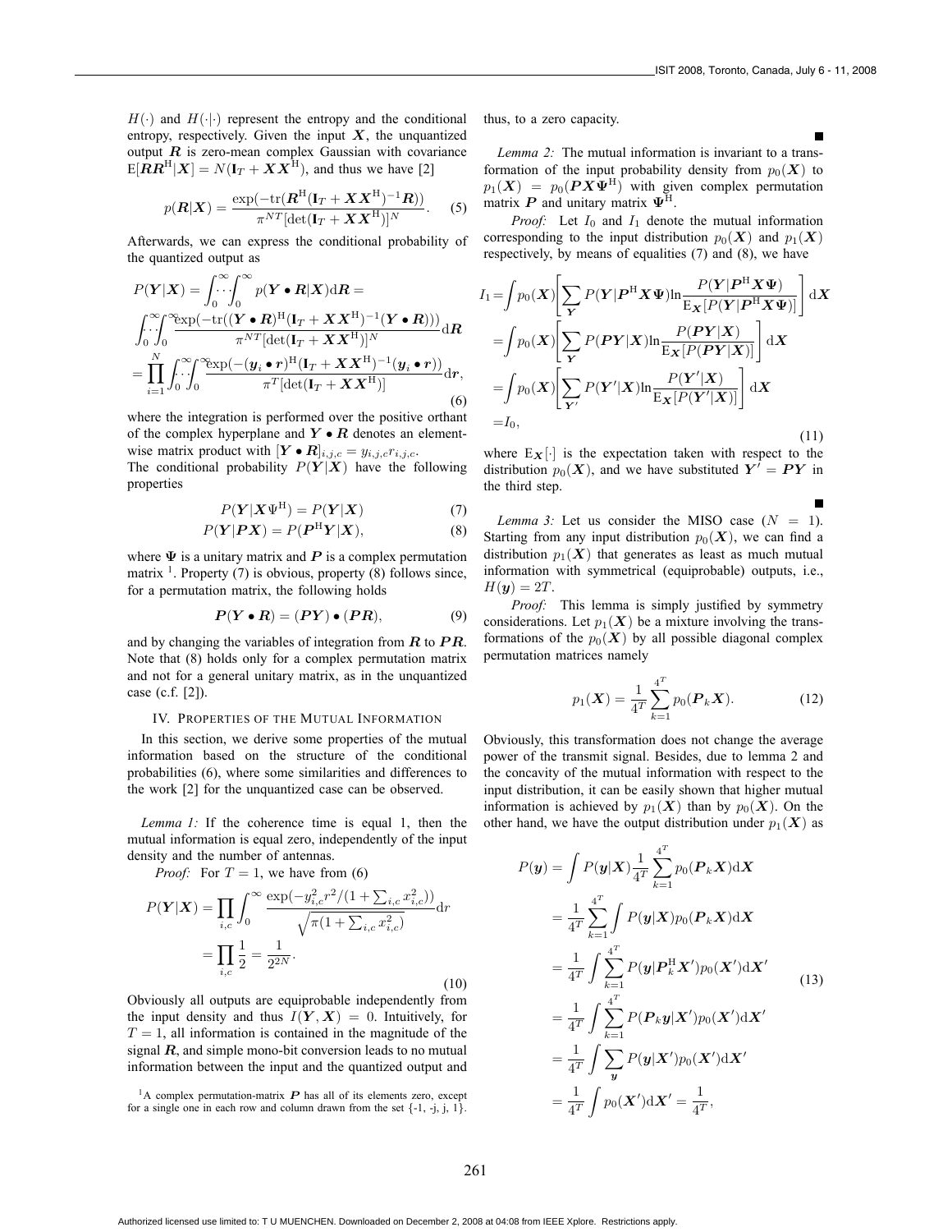$H(\cdot)$ and $H(\cdot|\cdot)$ represent the entropy and the conditional entropy, respectively. Given the input $\boldsymbol{X}$, the unquantized output $\boldsymbol{R}$ is zero-mean complex Gaussian with covariance $\mathrm{E}[\boldsymbol{R}\boldsymbol{R}^{\mathrm{H}}|\boldsymbol{X}] = N(\mathbf{I}_T + \boldsymbol{X}\boldsymbol{X}^{\mathrm{H}})$, and thus we have [2]

$$p(\boldsymbol{R}|\boldsymbol{X}) = \frac{\exp(-\mathrm{tr}(\boldsymbol{R}^{\mathrm{H}}(\mathbf{I}_T + \boldsymbol{X}\boldsymbol{X}^{\mathrm{H}})^{-1}\boldsymbol{R}))}{\pi^{NT}[\det(\mathbf{I}_T + \boldsymbol{X}\boldsymbol{X}^{\mathrm{H}})]^N}. \quad (5)$$

Afterwards, we can express the conditional probability of the quantized output as

$$\begin{aligned}
P(\boldsymbol{Y}|\boldsymbol{X}) &= \int_0^\infty \!\!\cdots\! \int_0^\infty p(\boldsymbol{Y}\bullet\boldsymbol{R}|\boldsymbol{X})\mathrm{d}\boldsymbol{R} = \\
&\int_0^\infty \!\!\cdots\! \int_0^\infty \frac{\exp(-\mathrm{tr}((\boldsymbol{Y}\bullet\boldsymbol{R})^{\mathrm{H}}(\mathbf{I}_T + \boldsymbol{X}\boldsymbol{X}^{\mathrm{H}})^{-1}(\boldsymbol{Y}\bullet\boldsymbol{R})))}{\pi^{NT}[\det(\mathbf{I}_T + \boldsymbol{X}\boldsymbol{X}^{\mathrm{H}})]^N}\mathrm{d}\boldsymbol{R} \\
&= \prod_{i=1}^{N}\int_0^\infty \!\!\cdots\! \int_0^\infty \frac{\exp(-(\boldsymbol{y}_i\bullet\boldsymbol{r})^{\mathrm{H}}(\mathbf{I}_T + \boldsymbol{X}\boldsymbol{X}^{\mathrm{H}})^{-1}(\boldsymbol{y}_i\bullet\boldsymbol{r}))}{\pi^{T}[\det(\mathbf{I}_T + \boldsymbol{X}\boldsymbol{X}^{\mathrm{H}})]}\mathrm{d}\boldsymbol{r},
\end{aligned} \quad (6)$$

where the integration is performed over the positive orthant of the complex hyperplane and $\boldsymbol{Y}\bullet\boldsymbol{R}$ denotes an element-wise matrix product with $[\boldsymbol{Y}\bullet\boldsymbol{R}]_{i,j,c} = y_{i,j,c}r_{i,j,c}$.
The conditional probability $P(\boldsymbol{Y}|\boldsymbol{X})$ have the following properties

$$P(\boldsymbol{Y}|\boldsymbol{X}\Psi^{\mathrm{H}}) = P(\boldsymbol{Y}|\boldsymbol{X}) \quad (7)$$

$$P(\boldsymbol{Y}|\boldsymbol{P}\boldsymbol{X}) = P(\boldsymbol{P}^{\mathrm{H}}\boldsymbol{Y}|\boldsymbol{X}), \quad (8)$$

where $\boldsymbol{\Psi}$ is a unitary matrix and $\boldsymbol{P}$ is a complex permutation matrix [1]. Property (7) is obvious, property (8) follows since, for a permutation matrix, the following holds

$$\boldsymbol{P}(\boldsymbol{Y}\bullet\boldsymbol{R}) = (\boldsymbol{P}\boldsymbol{Y})\bullet(\boldsymbol{P}\boldsymbol{R}), \quad (9)$$

and by changing the variables of integration from $\boldsymbol{R}$ to $\boldsymbol{P}\boldsymbol{R}$. Note that (8) holds only for a complex permutation matrix and not for a general unitary matrix, as in the unquantized case (c.f. [2]).

## IV. Properties of the Mutual Information

In this section, we derive some properties of the mutual information based on the structure of the conditional probabilities (6), where some similarities and differences to the work [2] for the unquantized case can be observed.

*Lemma 1:* If the coherence time is equal 1, then the mutual information is equal zero, independently of the input density and the number of antennas.

*Proof:* For $T = 1$, we have from (6)

$$\begin{aligned}
P(\boldsymbol{Y}|\boldsymbol{X}) &= \prod_{i,c}\int_0^\infty \frac{\exp(-y_{i,c}^2 r^2/(1+\sum_{i,c}x_{i,c}^2))}{\sqrt{\pi(1+\sum_{i,c}x_{i,c}^2)}}\mathrm{d}r \\
&= \prod_{i,c}\frac{1}{2} = \frac{1}{2^{2N}}.
\end{aligned} \quad (10)$$

Obviously all outputs are equiprobable independently from the input density and thus $I(\boldsymbol{Y},\boldsymbol{X}) = 0$. Intuitively, for $T = 1$, all information is contained in the magnitude of the signal $\boldsymbol{R}$, and simple mono-bit conversion leads to no mutual information between the input and the quantized output and thus, to a zero capacity. ∎

*Lemma 2:* The mutual information is invariant to a transformation of the input probability density from $p_0(\boldsymbol{X})$ to $p_1(\boldsymbol{X}) = p_0(\boldsymbol{P}\boldsymbol{X}\boldsymbol{\Psi}^{\mathrm{H}})$ with given complex permutation matrix $\boldsymbol{P}$ and unitary matrix $\boldsymbol{\Psi}^{\mathrm{H}}$.

*Proof:* Let $I_0$ and $I_1$ denote the mutual information corresponding to the input distribution $p_0(\boldsymbol{X})$ and $p_1(\boldsymbol{X})$ respectively, by means of equalities (7) and (8), we have

$$\begin{aligned}
I_1 &= \int p_0(\boldsymbol{X})\left[\sum_{\boldsymbol{Y}} P(\boldsymbol{Y}|\boldsymbol{P}^{\mathrm{H}}\boldsymbol{X}\boldsymbol{\Psi})\ln\frac{P(\boldsymbol{Y}|\boldsymbol{P}^{\mathrm{H}}\boldsymbol{X}\boldsymbol{\Psi})}{\mathrm{E}_{\boldsymbol{X}}[P(\boldsymbol{Y}|\boldsymbol{P}^{\mathrm{H}}\boldsymbol{X}\boldsymbol{\Psi})]}\right]\mathrm{d}\boldsymbol{X} \\
&= \int p_0(\boldsymbol{X})\left[\sum_{\boldsymbol{Y}} P(\boldsymbol{P}\boldsymbol{Y}|\boldsymbol{X})\ln\frac{P(\boldsymbol{P}\boldsymbol{Y}|\boldsymbol{X})}{\mathrm{E}_{\boldsymbol{X}}[P(\boldsymbol{P}\boldsymbol{Y}|\boldsymbol{X})]}\right]\mathrm{d}\boldsymbol{X} \\
&= \int p_0(\boldsymbol{X})\left[\sum_{\boldsymbol{Y}'} P(\boldsymbol{Y}'|\boldsymbol{X})\ln\frac{P(\boldsymbol{Y}'|\boldsymbol{X})}{\mathrm{E}_{\boldsymbol{X}}[P(\boldsymbol{Y}'|\boldsymbol{X})]}\right]\mathrm{d}\boldsymbol{X} \\
&= I_0,
\end{aligned} \quad (11)$$

where $\mathrm{E}_{\boldsymbol{X}}[\cdot]$ is the expectation taken with respect to the distribution $p_0(\boldsymbol{X})$, and we have substituted $\boldsymbol{Y}' = \boldsymbol{P}\boldsymbol{Y}$ in the third step. ∎

*Lemma 3:* Let us consider the MISO case ($N = 1$). Starting from any input distribution $p_0(\boldsymbol{X})$, we can find a distribution $p_1(\boldsymbol{X})$ that generates as least as much mutual information with symmetrical (equiprobable) outputs, i.e., $H(\boldsymbol{y}) = 2T$.

*Proof:* This lemma is simply justified by symmetry considerations. Let $p_1(\boldsymbol{X})$ be a mixture involving the transformations of the $p_0(\boldsymbol{X})$ by all possible diagonal complex permutation matrices namely

$$p_1(\boldsymbol{X}) = \frac{1}{4^T}\sum_{k=1}^{4^T} p_0(\boldsymbol{P}_k\boldsymbol{X}). \quad (12)$$

Obviously, this transformation does not change the average power of the transmit signal. Besides, due to lemma 2 and the concavity of the mutual information with respect to the input distribution, it can be easily shown that higher mutual information is achieved by $p_1(\boldsymbol{X})$ than by $p_0(\boldsymbol{X})$. On the other hand, we have the output distribution under $p_1(\boldsymbol{X})$ as

$$\begin{aligned}
P(\boldsymbol{y}) &= \int P(\boldsymbol{y}|\boldsymbol{X})\frac{1}{4^T}\sum_{k=1}^{4^T} p_0(\boldsymbol{P}_k\boldsymbol{X})\mathrm{d}\boldsymbol{X} \\
&= \frac{1}{4^T}\sum_{k=1}^{4^T}\int P(\boldsymbol{y}|\boldsymbol{X})p_0(\boldsymbol{P}_k\boldsymbol{X})\mathrm{d}\boldsymbol{X} \\
&= \frac{1}{4^T}\int\sum_{k=1}^{4^T} P(\boldsymbol{y}|\boldsymbol{P}_k^{\mathrm{H}}\boldsymbol{X}')p_0(\boldsymbol{X}')\mathrm{d}\boldsymbol{X}' \\
&= \frac{1}{4^T}\int\sum_{k=1}^{4^T} P(\boldsymbol{P}_k\boldsymbol{y}|\boldsymbol{X}')p_0(\boldsymbol{X}')\mathrm{d}\boldsymbol{X}' \\
&= \frac{1}{4^T}\int\sum_{\boldsymbol{y}} P(\boldsymbol{y}|\boldsymbol{X}')p_0(\boldsymbol{X}')\mathrm{d}\boldsymbol{X}' \\
&= \frac{1}{4^T}\int p_0(\boldsymbol{X}')\mathrm{d}\boldsymbol{X}' = \frac{1}{4^T},
\end{aligned} \quad (13)$$

[1] A complex permutation-matrix $\boldsymbol{P}$ has all of its elements zero, except for a single one in each row and column drawn from the set {-1, -j, j, 1}.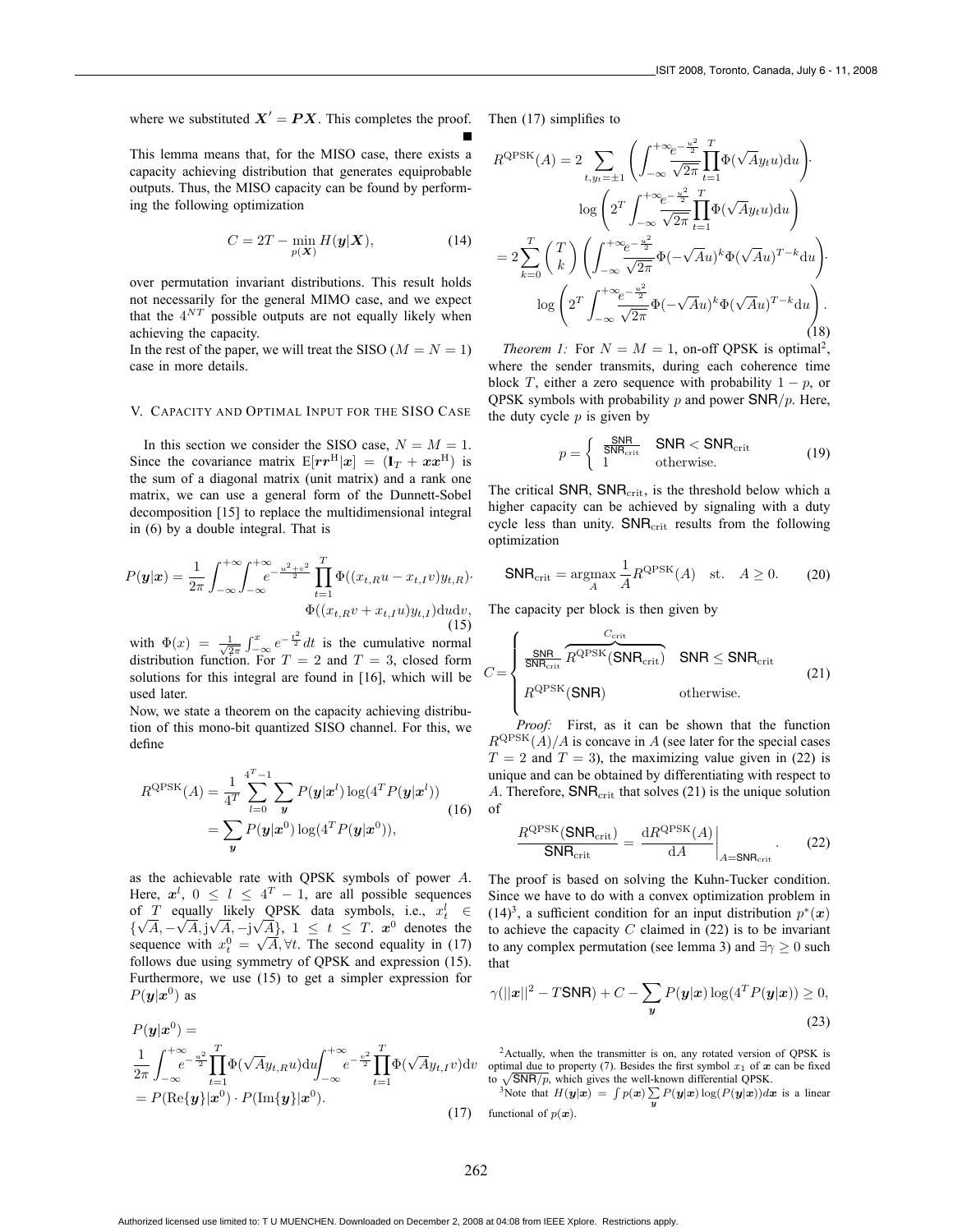where we substituted $\boldsymbol{X}' = \boldsymbol{P}\boldsymbol{X}$. This completes the proof. ∎

This lemma means that, for the MISO case, there exists a capacity achieving distribution that generates equiprobable outputs. Thus, the MISO capacity can be found by performing the following optimization

$$C = 2T - \min_{p(\boldsymbol{X})} H(\boldsymbol{y}|\boldsymbol{X}), \tag{14}$$

over permutation invariant distributions. This result holds not necessarily for the general MIMO case, and we expect that the $4^{NT}$ possible outputs are not equally likely when achieving the capacity.

In the rest of the paper, we will treat the SISO ($M = N = 1$) case in more details.

## V. Capacity and Optimal Input for the SISO Case

In this section we consider the SISO case, $N = M = 1$. Since the covariance matrix $\mathrm{E}[\boldsymbol{r}\boldsymbol{r}^{\mathrm{H}}|\boldsymbol{x}] = (\mathbf{I}_T + \boldsymbol{x}\boldsymbol{x}^{\mathrm{H}})$ is the sum of a diagonal matrix (unit matrix) and a rank one matrix, we can use a general form of the Dunnett-Sobel decomposition [15] to replace the multidimensional integral in (6) by a double integral. That is

$$P(\boldsymbol{y}|\boldsymbol{x}) = \frac{1}{2\pi}\int_{-\infty}^{+\infty}\int_{-\infty}^{+\infty} e^{-\frac{u^2+v^2}{2}} \prod_{t=1}^{T} \Phi((x_{t,R}u - x_{t,I}v)y_{t,R}) \cdot \Phi((x_{t,R}v + x_{t,I}u)y_{t,I})\mathrm{d}u\mathrm{d}v, \tag{15}$$

with $\Phi(x) = \frac{1}{\sqrt{2\pi}}\int_{-\infty}^{x} e^{-\frac{t^2}{2}}dt$ is the cumulative normal distribution function. For $T = 2$ and $T = 3$, closed form solutions for this integral are found in [16], which will be used later.

Now, we state a theorem on the capacity achieving distribution of this mono-bit quantized SISO channel. For this, we define

$$\begin{aligned} R^{\mathrm{QPSK}}(A) &= \frac{1}{4^T}\sum_{l=0}^{4^T-1}\sum_{\boldsymbol{y}} P(\boldsymbol{y}|\boldsymbol{x}^l)\log(4^T P(\boldsymbol{y}|\boldsymbol{x}^l)) \\ &= \sum_{\boldsymbol{y}} P(\boldsymbol{y}|\boldsymbol{x}^0)\log(4^T P(\boldsymbol{y}|\boldsymbol{x}^0)), \end{aligned} \tag{16}$$

as the achievable rate with QPSK symbols of power $A$. Here, $\boldsymbol{x}^l$, $0 \leq l \leq 4^T - 1$, are all possible sequences of $T$ equally likely QPSK data symbols, i.e., $x_t^l \in \{\sqrt{A}, -\sqrt{A}, \mathrm{j}\sqrt{A}, -\mathrm{j}\sqrt{A}\}$, $1 \leq t \leq T$. $\boldsymbol{x}^0$ denotes the sequence with $x_t^0 = \sqrt{A}, \forall t$. The second equality in (17) follows due using symmetry of QPSK and expression (15). Furthermore, we use (15) to get a simpler expression for $P(\boldsymbol{y}|\boldsymbol{x}^0)$ as

$$\begin{aligned} &P(\boldsymbol{y}|\boldsymbol{x}^0) = \\ &\frac{1}{2\pi}\int_{-\infty}^{+\infty} e^{-\frac{u^2}{2}} \prod_{t=1}^{T}\Phi(\sqrt{A}y_{t,R}u)\mathrm{d}u \int_{-\infty}^{+\infty} e^{-\frac{v^2}{2}} \prod_{t=1}^{T}\Phi(\sqrt{A}y_{t,I}v)\mathrm{d}v \\ &= P(\mathrm{Re}\{\boldsymbol{y}\}|\boldsymbol{x}^0) \cdot P(\mathrm{Im}\{\boldsymbol{y}\}|\boldsymbol{x}^0). \end{aligned} \tag{17}$$

Then (17) simplifies to

$$\begin{aligned} R^{\mathrm{QPSK}}(A) &= 2\sum_{t, y_t = \pm 1}\left(\int_{-\infty}^{+\infty}\frac{e^{-\frac{u^2}{2}}}{\sqrt{2\pi}}\prod_{t=1}^{T}\Phi(\sqrt{A}y_t u)\mathrm{d}u\right) \cdot \\ &\qquad \log\left(2^T\int_{-\infty}^{+\infty}\frac{e^{-\frac{u^2}{2}}}{\sqrt{2\pi}}\prod_{t=1}^{T}\Phi(\sqrt{A}y_t u)\mathrm{d}u\right) \\ &= 2\sum_{k=0}^{T}\binom{T}{k}\left(\int_{-\infty}^{+\infty}\frac{e^{-\frac{u^2}{2}}}{\sqrt{2\pi}}\Phi(-\sqrt{A}u)^k\Phi(\sqrt{A}u)^{T-k}\mathrm{d}u\right) \cdot \\ &\qquad \log\left(2^T\int_{-\infty}^{+\infty}\frac{e^{-\frac{u^2}{2}}}{\sqrt{2\pi}}\Phi(-\sqrt{A}u)^k\Phi(\sqrt{A}u)^{T-k}\mathrm{d}u\right). \end{aligned} \tag{18}$$

*Theorem 1:* For $N = M = 1$, on-off QPSK is optimal[2], where the sender transmits, during each coherence time block $T$, either a zero sequence with probability $1 - p$, or QPSK symbols with probability $p$ and power $\mathsf{SNR}/p$. Here, the duty cycle $p$ is given by

$$p = \begin{cases} \frac{\mathsf{SNR}}{\mathsf{SNR}_{\mathrm{crit}}} & \mathsf{SNR} < \mathsf{SNR}_{\mathrm{crit}} \\ 1 & \text{otherwise.} \end{cases} \tag{19}$$

The critical SNR, $\mathsf{SNR}_{\mathrm{crit}}$, is the threshold below which a higher capacity can be achieved by signaling with a duty cycle less than unity. $\mathsf{SNR}_{\mathrm{crit}}$ results from the following optimization

$$\mathsf{SNR}_{\mathrm{crit}} = \underset{A}{\operatorname{argmax}}\ \frac{1}{A}R^{\mathrm{QPSK}}(A) \quad \text{st.} \quad A \geq 0. \tag{20}$$

The capacity per block is then given by

$$C = \begin{cases} \frac{\mathsf{SNR}}{\mathsf{SNR}_{\mathrm{crit}}} \overbrace{R^{\mathrm{QPSK}}(\mathsf{SNR}_{\mathrm{crit}})}^{C_{\mathrm{crit}}} & \mathsf{SNR} \leq \mathsf{SNR}_{\mathrm{crit}} \\ R^{\mathrm{QPSK}}(\mathsf{SNR}) & \text{otherwise.} \end{cases} \tag{21}$$

*Proof:* First, as it can be shown that the function $R^{\mathrm{QPSK}}(A)/A$ is concave in $A$ (see later for the special cases $T = 2$ and $T = 3$), the maximizing value given in (22) is unique and can be obtained by differentiating with respect to $A$. Therefore, $\mathsf{SNR}_{\mathrm{crit}}$ that solves (21) is the unique solution of

$$\frac{R^{\mathrm{QPSK}}(\mathsf{SNR}_{\mathrm{crit}})}{\mathsf{SNR}_{\mathrm{crit}}} = \left.\frac{\mathrm{d}R^{\mathrm{QPSK}}(A)}{\mathrm{d}A}\right|_{A=\mathsf{SNR}_{\mathrm{crit}}}. \tag{22}$$

The proof is based on solving the Kuhn-Tucker condition. Since we have to do with a convex optimization problem in (14)[3], a sufficient condition for an input distribution $p^*(\boldsymbol{x})$ to achieve the capacity $C$ claimed in (22) is to be invariant to any complex permutation (see lemma 3) and $\exists\gamma \geq 0$ such that

$$\gamma(||\boldsymbol{x}||^2 - T\mathsf{SNR}) + C - \sum_{\boldsymbol{y}} P(\boldsymbol{y}|\boldsymbol{x})\log(4^T P(\boldsymbol{y}|\boldsymbol{x})) \geq 0, \tag{23}$$

[2] Actually, when the transmitter is on, any rotated version of QPSK is optimal due to property (7). Besides the first symbol $x_1$ of $\boldsymbol{x}$ can be fixed to $\sqrt{\mathsf{SNR}/p}$, which gives the well-known differential QPSK.

[3] Note that $H(\boldsymbol{y}|\boldsymbol{x}) = \int p(\boldsymbol{x})\sum_{\boldsymbol{y}} P(\boldsymbol{y}|\boldsymbol{x})\log(P(\boldsymbol{y}|\boldsymbol{x}))d\boldsymbol{x}$ is a linear functional of $p(\boldsymbol{x})$.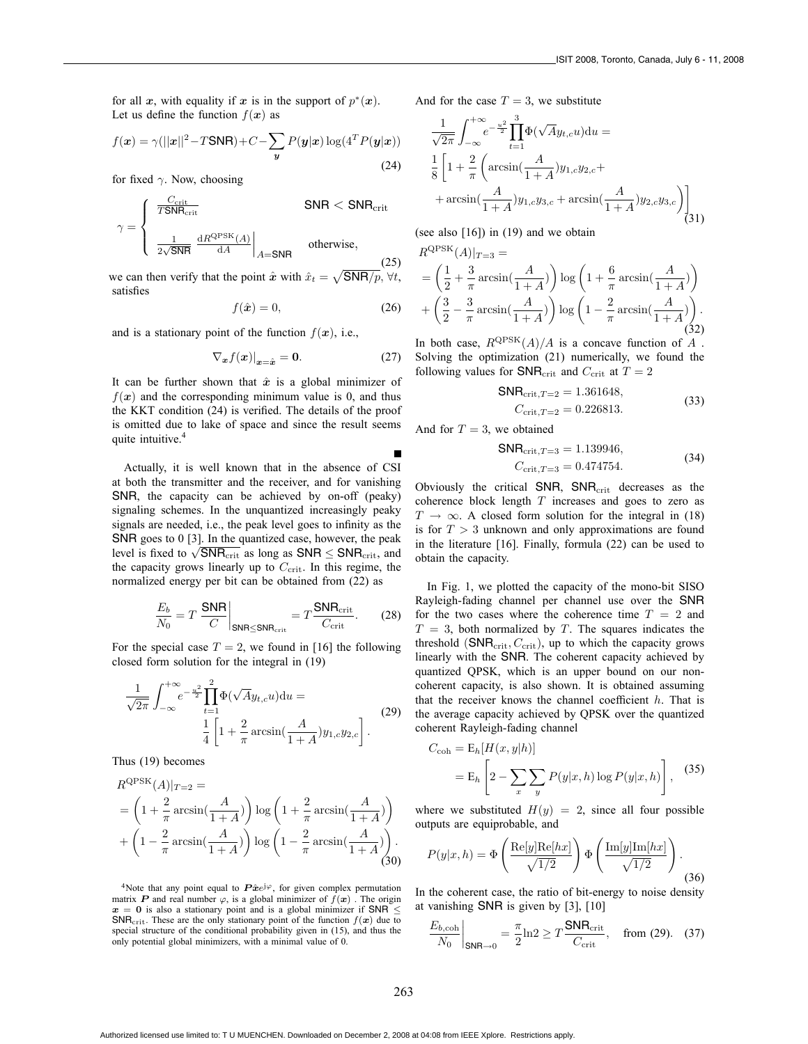for all $\boldsymbol{x}$, with equality if $\boldsymbol{x}$ is in the support of $p^*(\boldsymbol{x})$. Let us define the function $f(\boldsymbol{x})$ as

$$f(\boldsymbol{x}) = \gamma(||\boldsymbol{x}||^2 - T\mathsf{SNR}) + C - \sum_{\boldsymbol{y}} P(\boldsymbol{y}|\boldsymbol{x}) \log(4^T P(\boldsymbol{y}|\boldsymbol{x})) \tag{24}$$

for fixed $\gamma$. Now, choosing

$$\gamma = \begin{cases} \frac{C_{\text{crit}}}{T\mathsf{SNR}_{\text{crit}}} & \mathsf{SNR} < \mathsf{SNR}_{\text{crit}} \\ \frac{1}{2\sqrt{\mathsf{SNR}}} \left.\frac{\mathrm{d}R^{\text{QPSK}}(A)}{\mathrm{d}A}\right|_{A=\mathsf{SNR}} & \text{otherwise,} \end{cases} \tag{25}$$

we can then verify that the point $\hat{\boldsymbol{x}}$ with $\hat{x}_t = \sqrt{\mathsf{SNR}/p}$, $\forall t$, satisfies

$$f(\hat{\boldsymbol{x}}) = 0, \tag{26}$$

and is a stationary point of the function $f(\boldsymbol{x})$, i.e.,

$$\nabla_{\boldsymbol{x}} f(\boldsymbol{x})\big|_{\boldsymbol{x}=\hat{\boldsymbol{x}}} = \mathbf{0}. \tag{27}$$

It can be further shown that $\hat{\boldsymbol{x}}$ is a global minimizer of $f(\boldsymbol{x})$ and the corresponding minimum value is 0, and thus the KKT condition (24) is verified. The details of the proof is omitted due to lake of space and since the result seems quite intuitive.[4] ∎

Actually, it is well known that in the absence of CSI at both the transmitter and the receiver, and for vanishing SNR, the capacity can be achieved by on-off (peaky) signaling schemes. In the unquantized increasingly peaky signals are needed, i.e., the peak level goes to infinity as the SNR goes to 0 [3]. In the quantized case, however, the peak level is fixed to $\sqrt{\mathsf{SNR}_{\text{crit}}}$ as long as $\mathsf{SNR} \leq \mathsf{SNR}_{\text{crit}}$, and the capacity grows linearly up to $C_{\text{crit}}$. In this regime, the normalized energy per bit can be obtained from (22) as

$$\frac{E_b}{N_0} = T \left.\frac{\mathsf{SNR}}{C}\right|_{\mathsf{SNR} \leq \mathsf{SNR}_{\text{crit}}} = T\frac{\mathsf{SNR}_{\text{crit}}}{C_{\text{crit}}}. \tag{28}$$

For the special case $T = 2$, we found in [16] the following closed form solution for the integral in (19)

$$\frac{1}{\sqrt{2\pi}} \int_{-\infty}^{+\infty} e^{-\frac{u^2}{2}} \prod_{t=1}^{2} \Phi(\sqrt{A} y_{t,c} u) \mathrm{d}u = \frac{1}{4}\left[1 + \frac{2}{\pi}\arcsin(\frac{A}{1+A}) y_{1,c} y_{2,c}\right]. \tag{29}$$

Thus (19) becomes

$$\begin{aligned} R^{\text{QPSK}}(A)|_{T=2} &= \\ &= \left(1 + \frac{2}{\pi}\arcsin(\frac{A}{1+A})\right) \log\left(1 + \frac{2}{\pi}\arcsin(\frac{A}{1+A})\right) \\ &+ \left(1 - \frac{2}{\pi}\arcsin(\frac{A}{1+A})\right) \log\left(1 - \frac{2}{\pi}\arcsin(\frac{A}{1+A})\right). \end{aligned} \tag{30}$$

And for the case $T = 3$, we substitute

$$\begin{aligned} &\frac{1}{\sqrt{2\pi}} \int_{-\infty}^{+\infty} e^{-\frac{u^2}{2}} \prod_{t=1}^{3} \Phi(\sqrt{A} y_{t,c} u) \mathrm{d}u = \\ &\frac{1}{8}\Bigg[1 + \frac{2}{\pi}\Bigg(\arcsin(\frac{A}{1+A}) y_{1,c} y_{2,c} + \\ &+ \arcsin(\frac{A}{1+A}) y_{1,c} y_{3,c} + \arcsin(\frac{A}{1+A}) y_{2,c} y_{3,c}\Bigg)\Bigg] \end{aligned} \tag{31}$$

(see also [16]) in (19) and we obtain

$$\begin{aligned} R^{\text{QPSK}}(A)|_{T=3} &= \\ &= \left(\frac{1}{2} + \frac{3}{\pi}\arcsin(\frac{A}{1+A})\right) \log\left(1 + \frac{6}{\pi}\arcsin(\frac{A}{1+A})\right) \\ &+ \left(\frac{3}{2} - \frac{3}{\pi}\arcsin(\frac{A}{1+A})\right) \log\left(1 - \frac{2}{\pi}\arcsin(\frac{A}{1+A})\right). \end{aligned} \tag{32}$$

In both case, $R^{\text{QPSK}}(A)/A$ is a concave function of $A$. Solving the optimization (21) numerically, we found the following values for $\mathsf{SNR}_{\text{crit}}$ and $C_{\text{crit}}$ at $T = 2$

$$\begin{aligned} \mathsf{SNR}_{\text{crit},T=2} &= 1.361648, \\ C_{\text{crit},T=2} &= 0.226813. \end{aligned} \tag{33}$$

And for $T = 3$, we obtained

$$\begin{aligned} \mathsf{SNR}_{\text{crit},T=3} &= 1.139946, \\ C_{\text{crit},T=3} &= 0.474754. \end{aligned} \tag{34}$$

Obviously the critical SNR, $\mathsf{SNR}_{\text{crit}}$ decreases as the coherence block length $T$ increases and goes to zero as $T \to \infty$. A closed form solution for the integral in (18) is for $T > 3$ unknown and only approximations are found in the literature [16]. Finally, formula (22) can be used to obtain the capacity.

In Fig. 1, we plotted the capacity of the mono-bit SISO Rayleigh-fading channel per channel use over the SNR for the two cases where the coherence time $T = 2$ and $T = 3$, both normalized by $T$. The squares indicates the threshold ($\mathsf{SNR}_{\text{crit}}, C_{\text{crit}}$), up to which the capacity grows linearly with the SNR. The coherent capacity achieved by quantized QPSK, which is an upper bound on our non-coherent capacity, is also shown. It is obtained assuming that the receiver knows the channel coefficient $h$. That is the average capacity achieved by QPSK over the quantized coherent Rayleigh-fading channel

$$\begin{aligned} C_{\text{coh}} &= \mathrm{E}_h[H(x, y|h)] \\ &= \mathrm{E}_h\left[2 - \sum_x \sum_y P(y|x,h) \log P(y|x,h)\right], \end{aligned} \tag{35}$$

where we substituted $H(y) = 2$, since all four possible outputs are equiprobable, and

$$P(y|x,h) = \Phi\left(\frac{\text{Re}[y]\text{Re}[hx]}{\sqrt{1/2}}\right) \Phi\left(\frac{\text{Im}[y]\text{Im}[hx]}{\sqrt{1/2}}\right). \tag{36}$$

In the coherent case, the ratio of bit-energy to noise density at vanishing SNR is given by [3], [10]

$$\left.\frac{E_{b,\text{coh}}}{N_0}\right|_{\mathsf{SNR}\to 0} = \frac{\pi}{2}\ln 2 \geq T\frac{\mathsf{SNR}_{\text{crit}}}{C_{\text{crit}}}, \quad \text{from (29)}. \tag{37}$$

[4] Note that any point equal to $\boldsymbol{P}\hat{\boldsymbol{x}}e^{\mathrm{j}\varphi}$, for given complex permutation matrix $\boldsymbol{P}$ and real number $\varphi$, is a global minimizer of $f(\boldsymbol{x})$. The origin $\boldsymbol{x} = \mathbf{0}$ is also a stationary point and is a global minimizer if $\mathsf{SNR} \leq \mathsf{SNR}_{\text{crit}}$. These are the only stationary point of the function $f(\boldsymbol{x})$ due to special structure of the conditional probability given in (15), and thus the only potential global minimizers, with a minimal value of 0.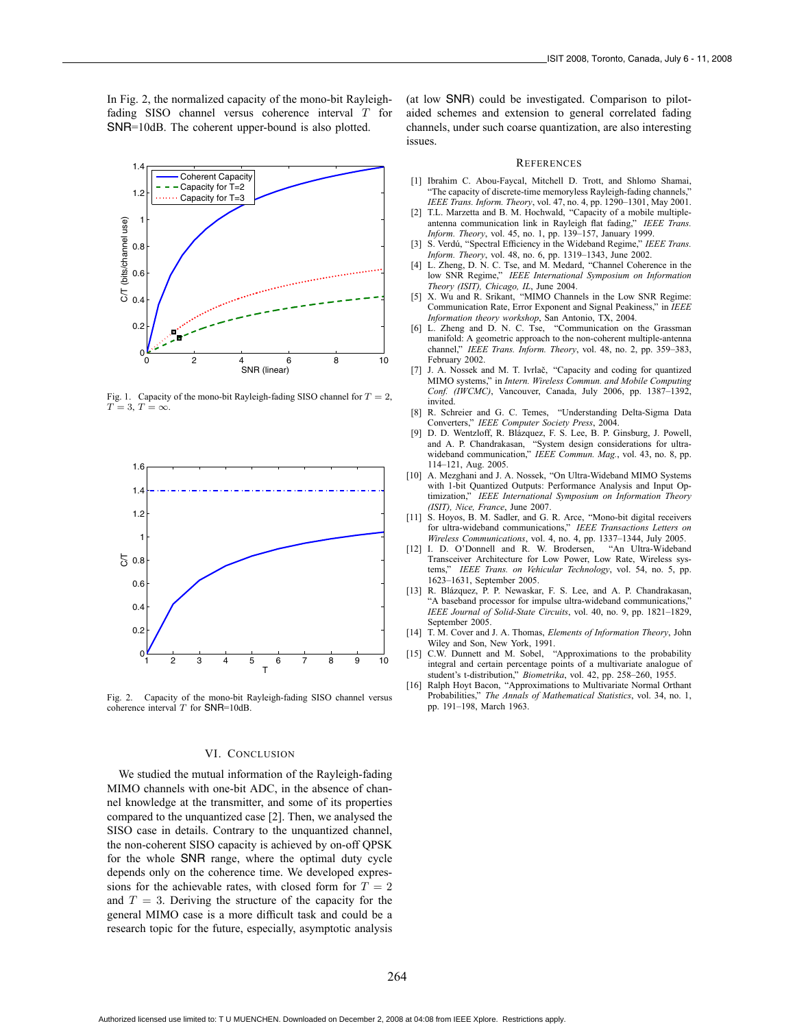In Fig. 2, the normalized capacity of the mono-bit Rayleigh-fading SISO channel versus coherence interval $T$ for SNR=10dB. The coherent upper-bound is also plotted.

Coherent Capacity
Capacity for T=2
Capacity for T=3
C/T (bits/channel use)
SNR (linear)
0
0.2
0.4
0.6
0.8
1
1.2
1.4
0
2
4
6
8
10

Fig. 1. Capacity of the mono-bit Rayleigh-fading SISO channel for $T = 2$, $T = 3$, $T = \infty$.

C/T
T
0
0.2
0.4
0.6
0.8
1
1.2
1.4
1.6
1
2
3
4
5
6
7
8
9
10

Fig. 2. Capacity of the mono-bit Rayleigh-fading SISO channel versus coherence interval $T$ for SNR=10dB.

## VI. Conclusion

We studied the mutual information of the Rayleigh-fading MIMO channels with one-bit ADC, in the absence of channel knowledge at the transmitter, and some of its properties compared to the unquantized case [2]. Then, we analysed the SISO case in details. Contrary to the unquantized channel, the non-coherent SISO capacity is achieved by on-off QPSK for the whole SNR range, where the optimal duty cycle depends only on the coherence time. We developed expressions for the achievable rates, with closed form for $T = 2$ and $T = 3$. Deriving the structure of the capacity for the general MIMO case is a more difficult task and could be a research topic for the future, especially, asymptotic analysis (at low SNR) could be investigated. Comparison to pilot-aided schemes and extension to general correlated fading channels, under such coarse quantization, are also interesting issues.

## References

[1] Ibrahim C. Abou-Faycal, Mitchell D. Trott, and Shlomo Shamai, "The capacity of discrete-time memoryless Rayleigh-fading channels," *IEEE Trans. Inform. Theory*, vol. 47, no. 4, pp. 1290–1301, May 2001.

[2] T.L. Marzetta and B. M. Hochwald, "Capacity of a mobile multiple-antenna communication link in Rayleigh flat fading," *IEEE Trans. Inform. Theory*, vol. 45, no. 1, pp. 139–157, January 1999.

[3] S. Verdú, "Spectral Efficiency in the Wideband Regime," *IEEE Trans. Inform. Theory*, vol. 48, no. 6, pp. 1319–1343, June 2002.

[4] L. Zheng, D. N. C. Tse, and M. Medard, "Channel Coherence in the low SNR Regime," *IEEE International Symposium on Information Theory (ISIT), Chicago, IL*, June 2004.

[5] X. Wu and R. Srikant, "MIMO Channels in the Low SNR Regime: Communication Rate, Error Exponent and Signal Peakiness," in *IEEE Information theory workshop*, San Antonio, TX, 2004.

[6] L. Zheng and D. N. C. Tse, "Communication on the Grassman manifold: A geometric approach to the non-coherent multiple-antenna channel," *IEEE Trans. Inform. Theory*, vol. 48, no. 2, pp. 359–383, February 2002.

[7] J. A. Nossek and M. T. Ivrlač, "Capacity and coding for quantized MIMO systems," in *Intern. Wireless Commun. and Mobile Computing Conf. (IWCMC)*, Vancouver, Canada, July 2006, pp. 1387–1392, invited.

[8] R. Schreier and G. C. Temes, "Understanding Delta-Sigma Data Converters," *IEEE Computer Society Press*, 2004.

[9] D. D. Wentzloff, R. Blázquez, F. S. Lee, B. P. Ginsburg, J. Powell, and A. P. Chandrakasan, "System design considerations for ultra-wideband communication," *IEEE Commun. Mag.*, vol. 43, no. 8, pp. 114–121, Aug. 2005.

[10] A. Mezghani and J. A. Nossek, "On Ultra-Wideband MIMO Systems with 1-bit Quantized Outputs: Performance Analysis and Input Optimization," *IEEE International Symposium on Information Theory (ISIT), Nice, France*, June 2007.

[11] S. Hoyos, B. M. Sadler, and G. R. Arce, "Mono-bit digital receivers for ultra-wideband communications," *IEEE Transactions Letters on Wireless Communications*, vol. 4, no. 4, pp. 1337–1344, July 2005.

[12] I. D. O'Donnell and R. W. Brodersen, "An Ultra-Wideband Transceiver Architecture for Low Power, Low Rate, Wireless systems," *IEEE Trans. on Vehicular Technology*, vol. 54, no. 5, pp. 1623–1631, September 2005.

[13] R. Blázquez, P. P. Newaskar, F. S. Lee, and A. P. Chandrakasan, "A baseband processor for impulse ultra-wideband communications," *IEEE Journal of Solid-State Circuits*, vol. 40, no. 9, pp. 1821–1829, September 2005.

[14] T. M. Cover and J. A. Thomas, *Elements of Information Theory*, John Wiley and Son, New York, 1991.

[15] C.W. Dunnett and M. Sobel, "Approximations to the probability integral and certain percentage points of a multivariate analogue of student's t-distribution," *Biometrika*, vol. 42, pp. 258–260, 1955.

[16] Ralph Hoyt Bacon, "Approximations to Multivariate Normal Orthant Probabilities," *The Annals of Mathematical Statistics*, vol. 34, no. 1, pp. 191–198, March 1963.